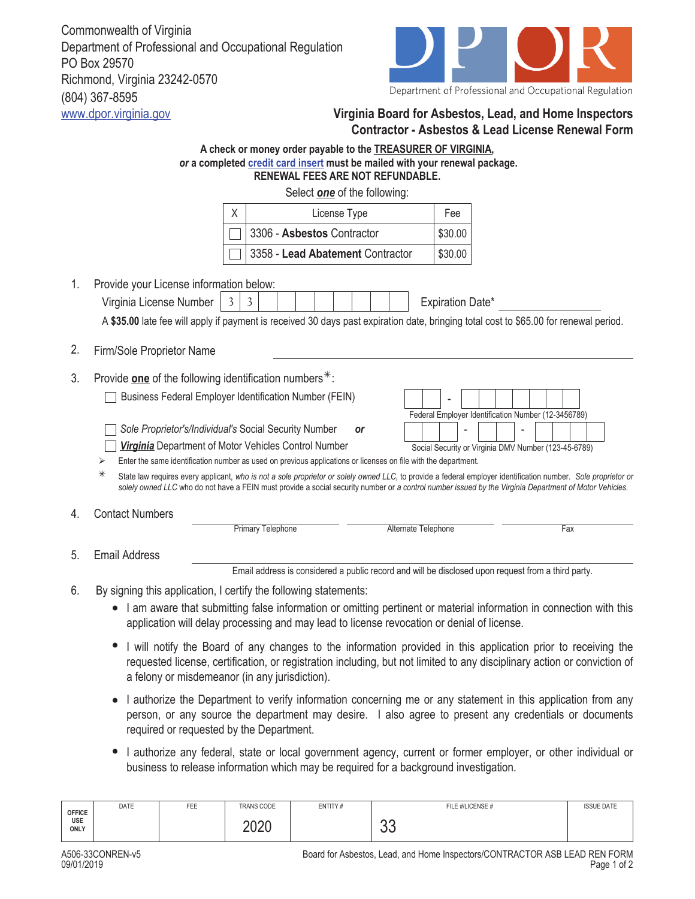Commonwealth of Virginia
Department of Professional and Occupational Regulation
PO Box 29570
Richmond, Virginia 23242-0570
(804) 367-8595
www.dpor.virginia.gov

Department of Professional and Occupational Regulation

## Virginia Board for Asbestos, Lead, and Home Inspectors
## Contractor - Asbestos & Lead License Renewal Form

**A check or money order payable to the TREASURER OF VIRGINIA,**
***or* a completed credit card insert must be mailed with your renewal package.**
**RENEWAL FEES ARE NOT REFUNDABLE.**

Select ***one*** of the following:

| X | License Type | Fee |
|---|---|---|
| ☐ | 3306 - **Asbestos** Contractor | $30.00 |
| ☐ | 3358 - **Lead Abatement** Contractor | $30.00 |

1. Provide your License information below:

   Virginia License Number | 3 | 3 | | | | | | | | | Expiration Date* ____________

   A **$35.00** late fee will apply if payment is received 30 days past expiration date, bringing total cost to $65.00 for renewal period.

2. Firm/Sole Proprietor Name ____________________________

3. Provide **one** of the following identification numbers*:

   ☐ Business Federal Employer Identification Number (FEIN) — Federal Employer Identification Number (12-3456789)

   ☐ *Sole Proprietor's/Individual's* Social Security Number ***or***

   ☐ ***Virginia*** Department of Motor Vehicles Control Number — Social Security or Virginia DMV Number (123-45-6789)

   ➢ Enter the same identification number as used on previous applications or licenses on file with the department.

   \* State law requires every applicant, *who is not a sole proprietor or solely owned LLC,* to provide a federal employer identification number. *Sole proprietor or solely owned LLC* who do not have a FEIN must provide a social security number or *a control number issued by the Virginia Department of Motor Vehicles.*

4. Contact Numbers

   ____________ Primary Telephone ____________ Alternate Telephone ____________ Fax

5. Email Address ____________________________

   Email address is considered a public record and will be disclosed upon request from a third party.

6. By signing this application, I certify the following statements:

   - I am aware that submitting false information or omitting pertinent or material information in connection with this application will delay processing and may lead to license revocation or denial of license.
   - I will notify the Board of any changes to the information provided in this application prior to receiving the requested license, certification, or registration including, but not limited to any disciplinary action or conviction of a felony or misdemeanor (in any jurisdiction).
   - I authorize the Department to verify information concerning me or any statement in this application from any person, or any source the department may desire. I also agree to present any credentials or documents required or requested by the Department.
   - I authorize any federal, state or local government agency, current or former employer, or other individual or business to release information which may be required for a background investigation.

| OFFICE USE ONLY | DATE | FEE | TRANS CODE | ENTITY # | FILE #/LICENSE # | ISSUE DATE |
|---|---|---|---|---|---|---|
| | | | 2020 | | 33 | |

A506-33CONREN-v5
09/01/2019

Board for Asbestos, Lead, and Home Inspectors/CONTRACTOR ASB LEAD REN FORM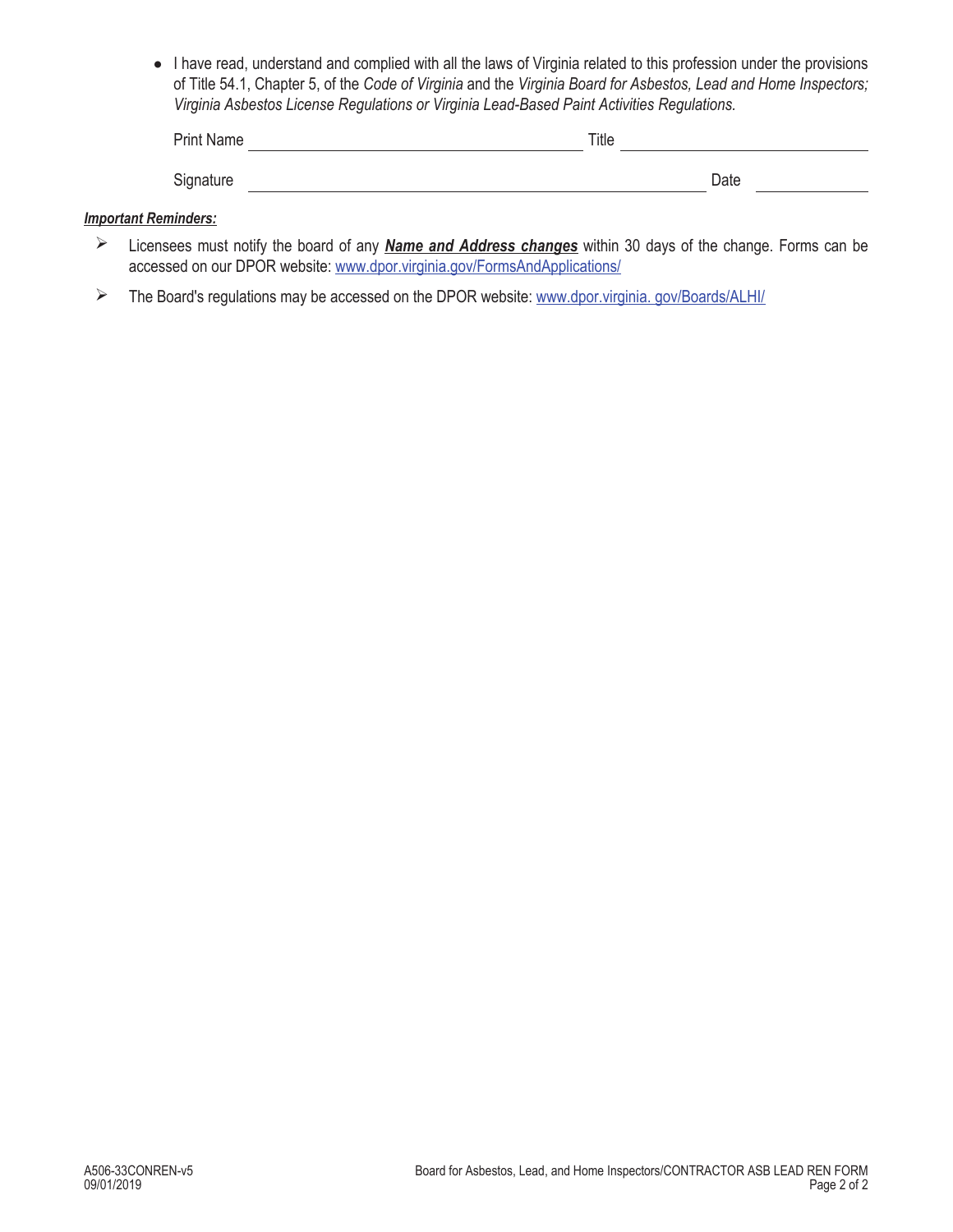- I have read, understand and complied with all the laws of Virginia related to this profession under the provisions of Title 54.1, Chapter 5, of the *Code of Virginia* and the *Virginia Board for Asbestos, Lead and Home Inspectors; Virginia Asbestos License Regulations or Virginia Lead-Based Paint Activities Regulations.*

Print Name ______________________________ Title ______________________

Signature ________________________________________ Date __________

***Important Reminders:***

- Licensees must notify the board of any ***Name and Address changes*** within 30 days of the change. Forms can be accessed on our DPOR website: www.dpor.virginia.gov/FormsAndApplications/
- The Board's regulations may be accessed on the DPOR website: www.dpor.virginia. gov/Boards/ALHI/

A506-33CONREN-v5
09/01/2019

Board for Asbestos, Lead, and Home Inspectors/CONTRACTOR ASB LEAD REN FORM